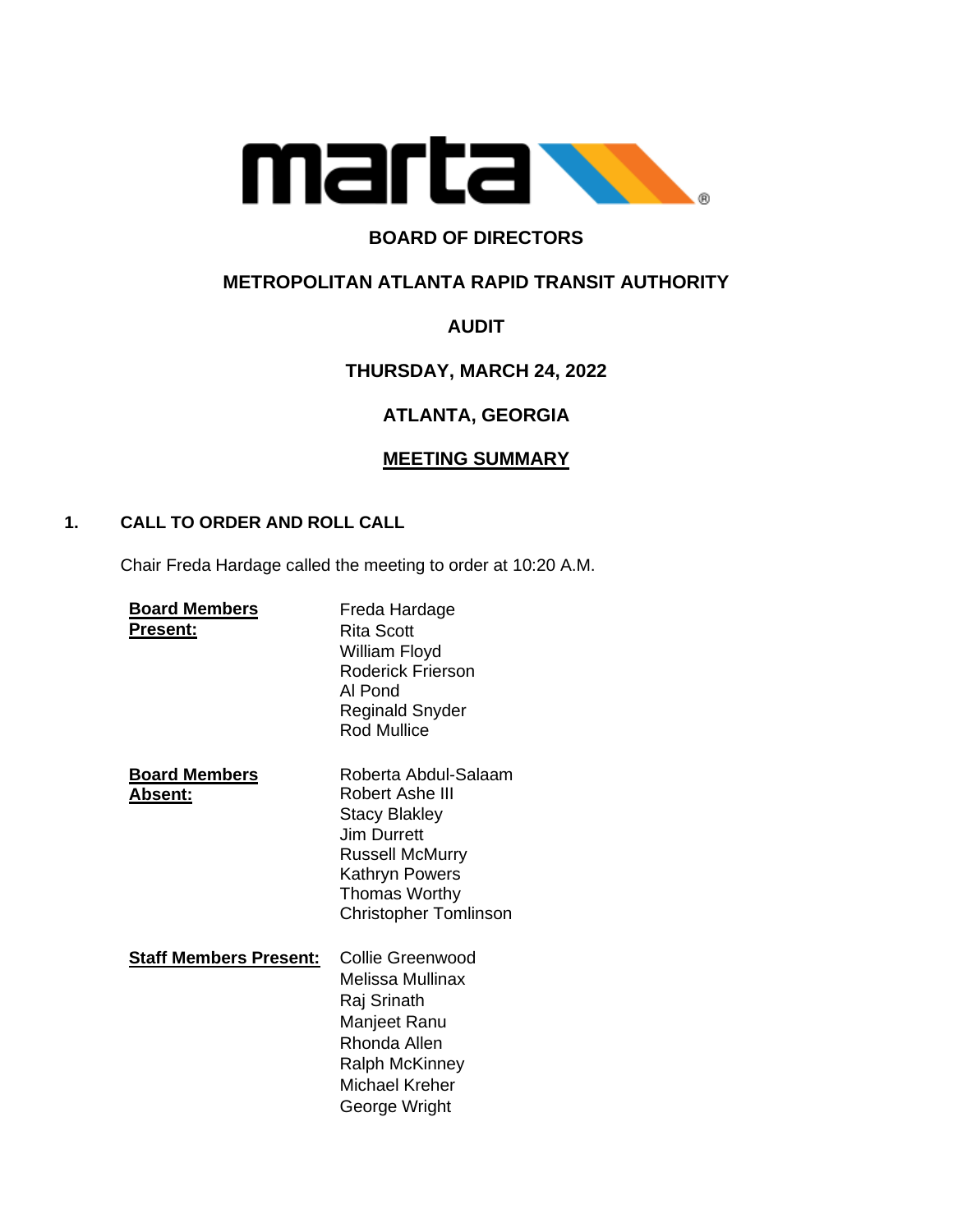# BOARD OF DIRECTORS

## METROPOLITAN ATLANTA RAPID TRANSIT AUTHORITY

## AUDIT

## THURSDAY, MARCH 24, 2022

## ATLANTA, GEORGIA

## MEETING SUMMARY

### 1. CALL TO ORDER AND ROLL CALL

Chair Freda Hardage called the meeting to order at 10:20 A.M.

**Board Members Present:**

Freda Hardage
Rita Scott
William Floyd
Roderick Frierson
Al Pond
Reginald Snyder
Rod Mullice

**Board Members Absent:**

Roberta Abdul-Salaam
Robert Ashe III
Stacy Blakley
Jim Durrett
Russell McMurry
Kathryn Powers
Thomas Worthy
Christopher Tomlinson

**Staff Members Present:**

Collie Greenwood
Melissa Mullinax
Raj Srinath
Manjeet Ranu
Rhonda Allen
Ralph McKinney
Michael Kreher
George Wright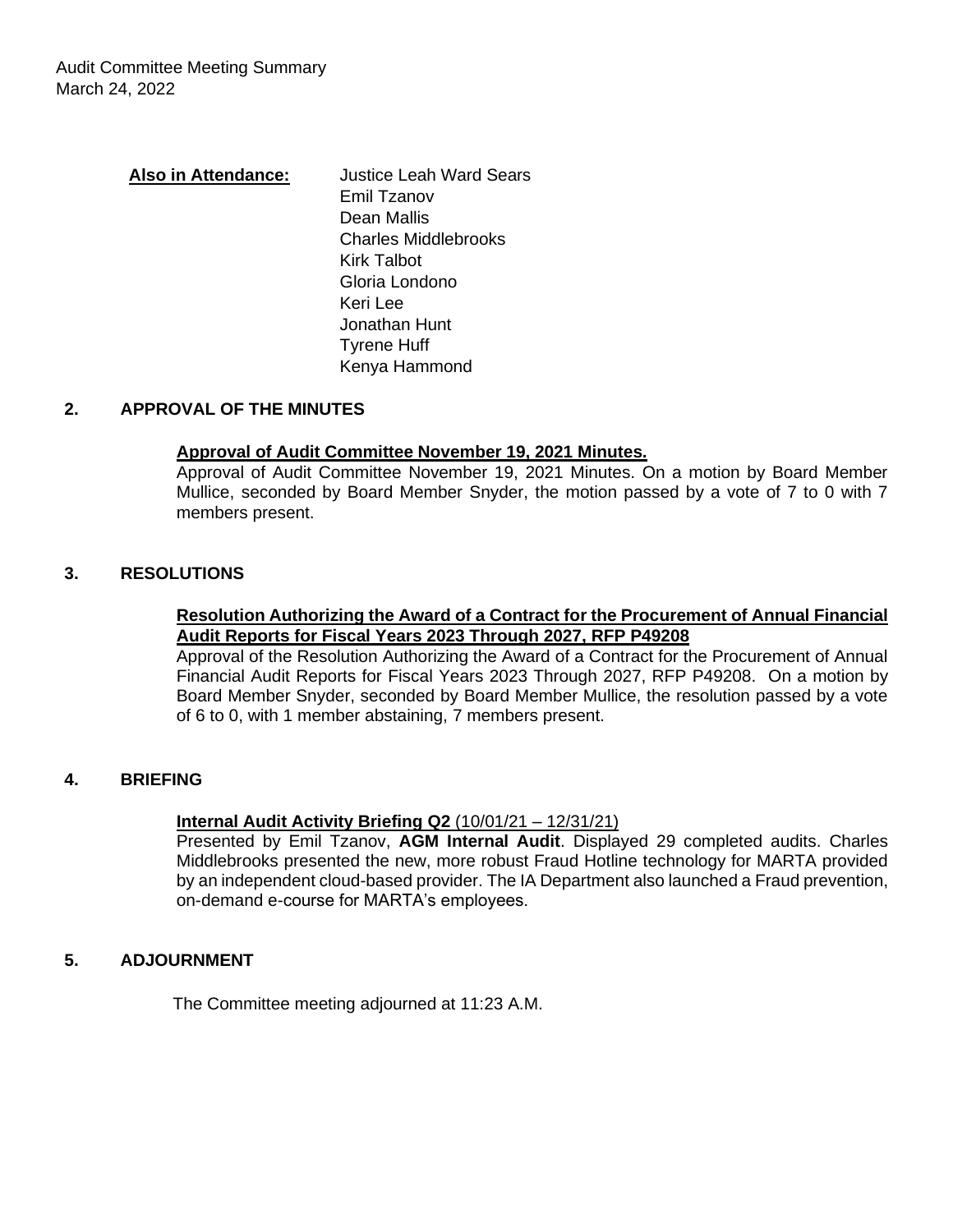**Also in Attendance:**

Justice Leah Ward Sears
Emil Tzanov
Dean Mallis
Charles Middlebrooks
Kirk Talbot
Gloria Londono
Keri Lee
Jonathan Hunt
Tyrene Huff
Kenya Hammond

## 2. APPROVAL OF THE MINUTES

**Approval of Audit Committee November 19, 2021 Minutes.**

Approval of Audit Committee November 19, 2021 Minutes. On a motion by Board Member Mullice, seconded by Board Member Snyder, the motion passed by a vote of 7 to 0 with 7 members present.

## 3. RESOLUTIONS

**Resolution Authorizing the Award of a Contract for the Procurement of Annual Financial Audit Reports for Fiscal Years 2023 Through 2027, RFP P49208**

Approval of the Resolution Authorizing the Award of a Contract for the Procurement of Annual Financial Audit Reports for Fiscal Years 2023 Through 2027, RFP P49208. On a motion by Board Member Snyder, seconded by Board Member Mullice, the resolution passed by a vote of 6 to 0, with 1 member abstaining, 7 members present.

## 4. BRIEFING

**Internal Audit Activity Briefing Q2** (10/01/21 – 12/31/21)

Presented by Emil Tzanov, **AGM Internal Audit**. Displayed 29 completed audits. Charles Middlebrooks presented the new, more robust Fraud Hotline technology for MARTA provided by an independent cloud-based provider. The IA Department also launched a Fraud prevention, on-demand e-course for MARTA's employees.

## 5. ADJOURNMENT

The Committee meeting adjourned at 11:23 A.M.